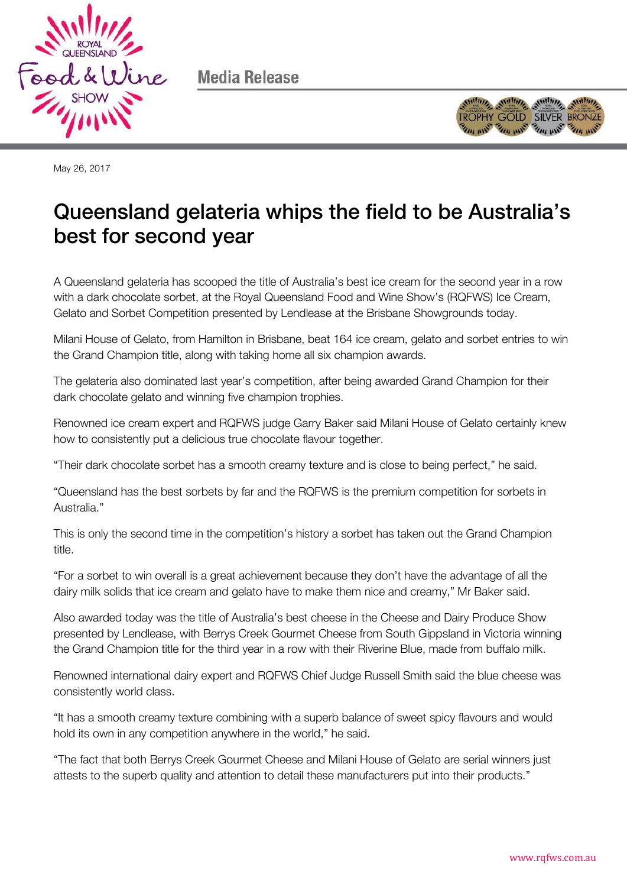Media Release

May 26, 2017

# Queensland gelateria whips the field to be Australia's best for second year

A Queensland gelateria has scooped the title of Australia's best ice cream for the second year in a row with a dark chocolate sorbet, at the Royal Queensland Food and Wine Show's (RQFWS) Ice Cream, Gelato and Sorbet Competition presented by Lendlease at the Brisbane Showgrounds today.

Milani House of Gelato, from Hamilton in Brisbane, beat 164 ice cream, gelato and sorbet entries to win the Grand Champion title, along with taking home all six champion awards.

The gelateria also dominated last year's competition, after being awarded Grand Champion for their dark chocolate gelato and winning five champion trophies.

Renowned ice cream expert and RQFWS judge Garry Baker said Milani House of Gelato certainly knew how to consistently put a delicious true chocolate flavour together.

"Their dark chocolate sorbet has a smooth creamy texture and is close to being perfect," he said.

"Queensland has the best sorbets by far and the RQFWS is the premium competition for sorbets in Australia."

This is only the second time in the competition's history a sorbet has taken out the Grand Champion title.

"For a sorbet to win overall is a great achievement because they don't have the advantage of all the dairy milk solids that ice cream and gelato have to make them nice and creamy," Mr Baker said.

Also awarded today was the title of Australia's best cheese in the Cheese and Dairy Produce Show presented by Lendlease, with Berrys Creek Gourmet Cheese from South Gippsland in Victoria winning the Grand Champion title for the third year in a row with their Riverine Blue, made from buffalo milk.

Renowned international dairy expert and RQFWS Chief Judge Russell Smith said the blue cheese was consistently world class.

"It has a smooth creamy texture combining with a superb balance of sweet spicy flavours and would hold its own in any competition anywhere in the world," he said.

"The fact that both Berrys Creek Gourmet Cheese and Milani House of Gelato are serial winners just attests to the superb quality and attention to detail these manufacturers put into their products."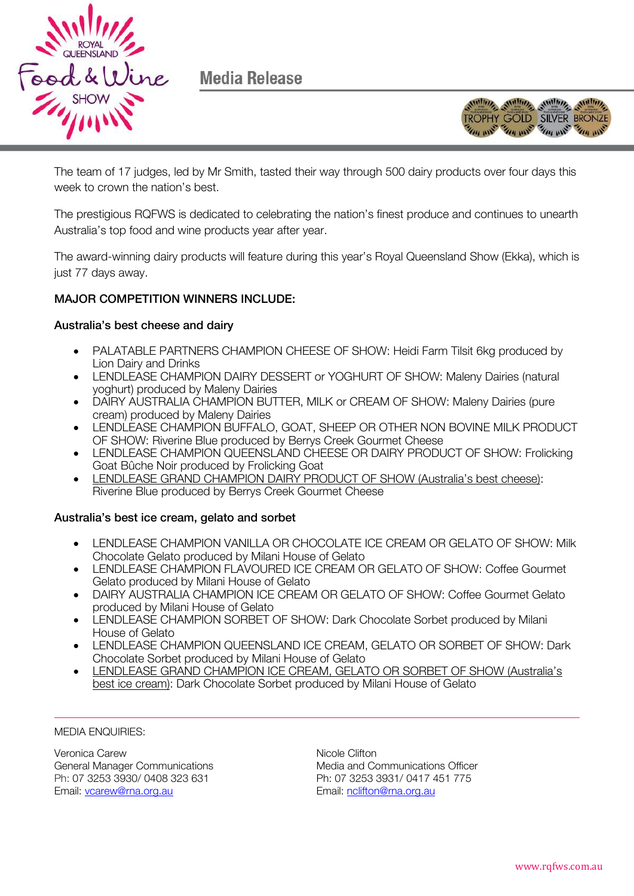The team of 17 judges, led by Mr Smith, tasted their way through 500 dairy products over four days this week to crown the nation's best.

The prestigious RQFWS is dedicated to celebrating the nation's finest produce and continues to unearth Australia's top food and wine products year after year.

The award-winning dairy products will feature during this year's Royal Queensland Show (Ekka), which is just 77 days away.

**MAJOR COMPETITION WINNERS INCLUDE:**

**Australia's best cheese and dairy**

- PALATABLE PARTNERS CHAMPION CHEESE OF SHOW: Heidi Farm Tilsit 6kg produced by Lion Dairy and Drinks
- LENDLEASE CHAMPION DAIRY DESSERT or YOGHURT OF SHOW: Maleny Dairies (natural yoghurt) produced by Maleny Dairies
- DAIRY AUSTRALIA CHAMPION BUTTER, MILK or CREAM OF SHOW: Maleny Dairies (pure cream) produced by Maleny Dairies
- LENDLEASE CHAMPION BUFFALO, GOAT, SHEEP OR OTHER NON BOVINE MILK PRODUCT OF SHOW: Riverine Blue produced by Berrys Creek Gourmet Cheese
- LENDLEASE CHAMPION QUEENSLAND CHEESE OR DAIRY PRODUCT OF SHOW: Frolicking Goat Bûche Noir produced by Frolicking Goat
- LENDLEASE GRAND CHAMPION DAIRY PRODUCT OF SHOW (Australia's best cheese): Riverine Blue produced by Berrys Creek Gourmet Cheese

**Australia's best ice cream, gelato and sorbet**

- LENDLEASE CHAMPION VANILLA OR CHOCOLATE ICE CREAM OR GELATO OF SHOW: Milk Chocolate Gelato produced by Milani House of Gelato
- LENDLEASE CHAMPION FLAVOURED ICE CREAM OR GELATO OF SHOW: Coffee Gourmet Gelato produced by Milani House of Gelato
- DAIRY AUSTRALIA CHAMPION ICE CREAM OR GELATO OF SHOW: Coffee Gourmet Gelato produced by Milani House of Gelato
- LENDLEASE CHAMPION SORBET OF SHOW: Dark Chocolate Sorbet produced by Milani House of Gelato
- LENDLEASE CHAMPION QUEENSLAND ICE CREAM, GELATO OR SORBET OF SHOW: Dark Chocolate Sorbet produced by Milani House of Gelato
- LENDLEASE GRAND CHAMPION ICE CREAM, GELATO OR SORBET OF SHOW (Australia's best ice cream): Dark Chocolate Sorbet produced by Milani House of Gelato

---

MEDIA ENQUIRIES:

Veronica Carew
General Manager Communications
Ph: 07 3253 3930/ 0408 323 631
Email: vcarew@rna.org.au

Nicole Clifton
Media and Communications Officer
Ph: 07 3253 3931/ 0417 451 775
Email: nclifton@rna.org.au